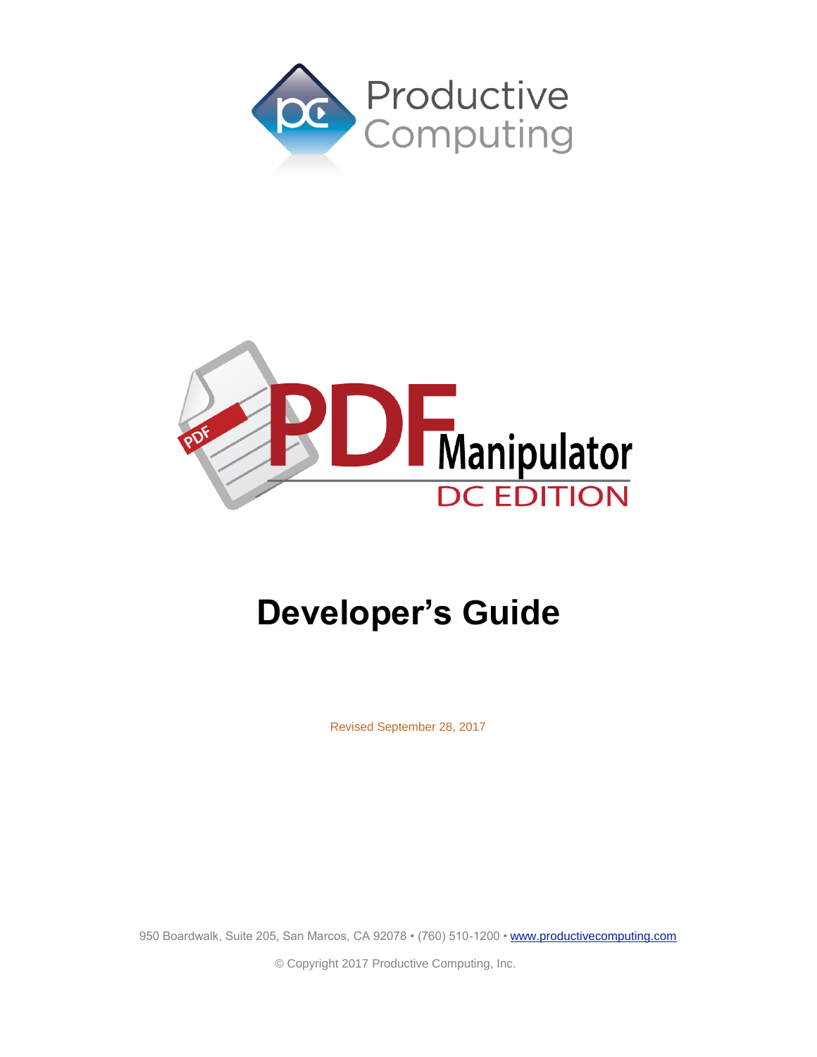Productive Computing

PDF Manipulator

DC EDITION

# Developer's Guide

Revised September 28, 2017

950 Boardwalk, Suite 205, San Marcos, CA 92078 • (760) 510-1200 • www.productivecomputing.com

© Copyright 2017 Productive Computing, Inc.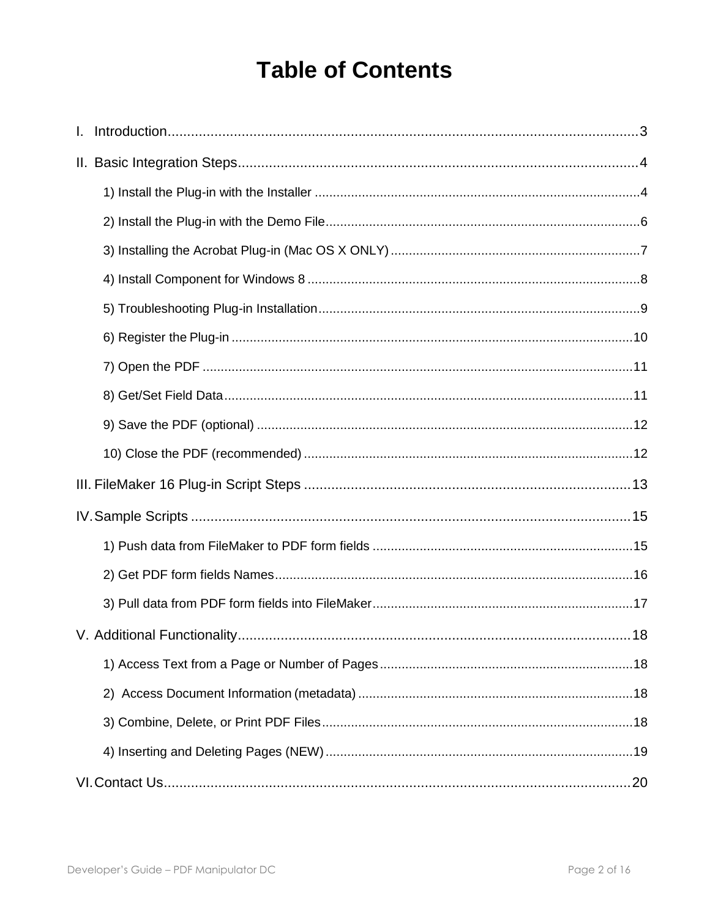# Table of Contents

I. Introduction ........................................................................................................ 3

II. Basic Integration Steps ....................................................................................... 4

- 1) Install the Plug-in with the Installer ..................................................................... 4
- 2) Install the Plug-in with the Demo File .................................................................. 6
- 3) Installing the Acrobat Plug-in (Mac OS X ONLY) ................................................... 7
- 4) Install Component for Windows 8 ........................................................................ 8
- 5) Troubleshooting Plug-in Installation ..................................................................... 9
- 6) Register the Plug-in ........................................................................................... 10
- 7) Open the PDF .................................................................................................... 11
- 8) Get/Set Field Data ............................................................................................. 11
- 9) Save the PDF (optional) ..................................................................................... 12
- 10) Close the PDF (recommended) ......................................................................... 12

III. FileMaker 16 Plug-in Script Steps ....................................................................... 13

IV. Sample Scripts .................................................................................................. 15

- 1) Push data from FileMaker to PDF form fields ....................................................... 15
- 2) Get PDF form fields Names ................................................................................. 16
- 3) Pull data from PDF form fields into FileMaker ...................................................... 17

V. Additional Functionality ........................................................................................ 18

- 1) Access Text from a Page or Number of Pages ...................................................... 18
- 2) Access Document Information (metadata) ........................................................... 18
- 3) Combine, Delete, or Print PDF Files ..................................................................... 18
- 4) Inserting and Deleting Pages (NEW) .................................................................... 19

VI. Contact Us ......................................................................................................... 20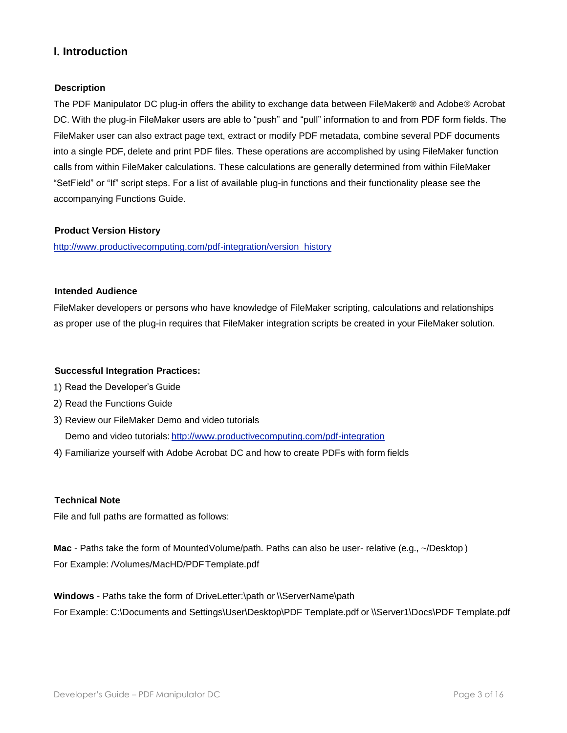## I. Introduction

### Description

The PDF Manipulator DC plug-in offers the ability to exchange data between FileMaker® and Adobe® Acrobat DC. With the plug-in FileMaker users are able to "push" and "pull" information to and from PDF form fields. The FileMaker user can also extract page text, extract or modify PDF metadata, combine several PDF documents into a single PDF, delete and print PDF files. These operations are accomplished by using FileMaker function calls from within FileMaker calculations. These calculations are generally determined from within FileMaker "SetField" or "If" script steps. For a list of available plug-in functions and their functionality please see the accompanying Functions Guide.

### Product Version History

http://www.productivecomputing.com/pdf-integration/version_history

### Intended Audience

FileMaker developers or persons who have knowledge of FileMaker scripting, calculations and relationships as proper use of the plug-in requires that FileMaker integration scripts be created in your FileMaker solution.

### Successful Integration Practices:

1) Read the Developer's Guide
2) Read the Functions Guide
3) Review our FileMaker Demo and video tutorials
   Demo and video tutorials: http://www.productivecomputing.com/pdf-integration
4) Familiarize yourself with Adobe Acrobat DC and how to create PDFs with form fields

### Technical Note

File and full paths are formatted as follows:

**Mac** - Paths take the form of MountedVolume/path. Paths can also be user- relative (e.g., ~/Desktop )
For Example: /Volumes/MacHD/PDF Template.pdf

**Windows** - Paths take the form of DriveLetter:\path or \\ServerName\path
For Example: C:\Documents and Settings\User\Desktop\PDF Template.pdf or \\Server1\Docs\PDF Template.pdf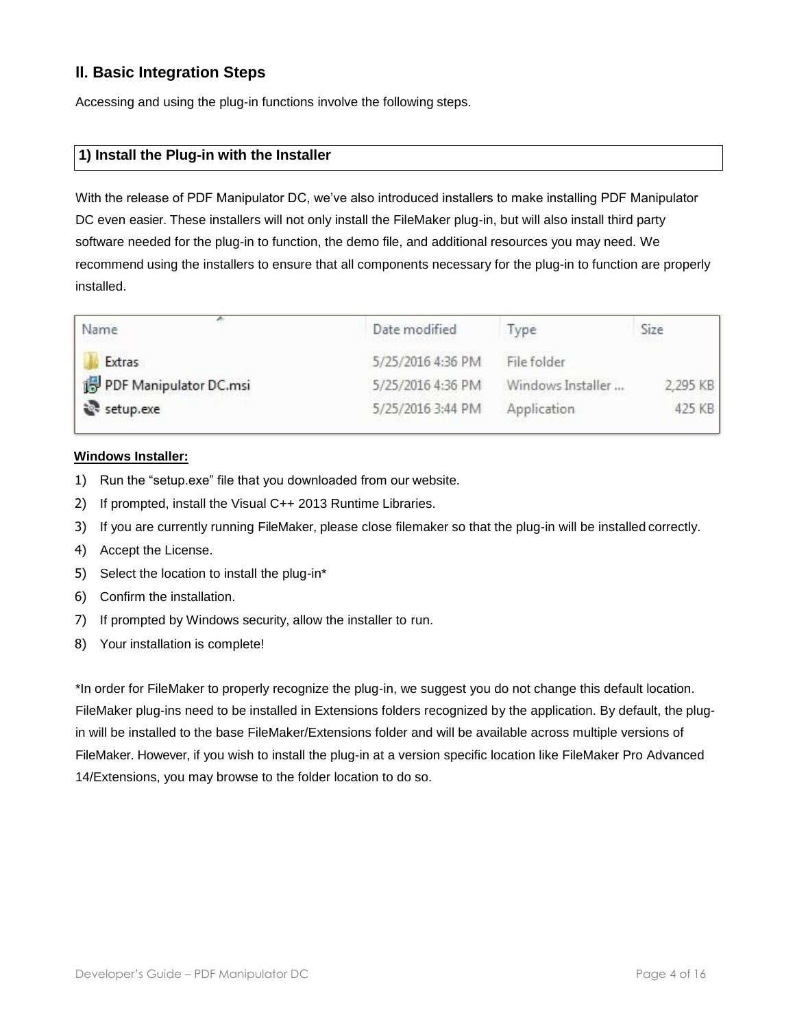## II. Basic Integration Steps

Accessing and using the plug-in functions involve the following steps.

### 1) Install the Plug-in with the Installer

With the release of PDF Manipulator DC, we've also introduced installers to make installing PDF Manipulator DC even easier. These installers will not only install the FileMaker plug-in, but will also install third party software needed for the plug-in to function, the demo file, and additional resources you may need. We recommend using the installers to ensure that all components necessary for the plug-in to function are properly installed.

| Name | Date modified | Type | Size |
| --- | --- | --- | --- |
| Extras | 5/25/2016 4:36 PM | File folder | |
| PDF Manipulator DC.msi | 5/25/2016 4:36 PM | Windows Installer ... | 2,295 KB |
| setup.exe | 5/25/2016 3:44 PM | Application | 425 KB |

**Windows Installer:**

1) Run the "setup.exe" file that you downloaded from our website.
2) If prompted, install the Visual C++ 2013 Runtime Libraries.
3) If you are currently running FileMaker, please close filemaker so that the plug-in will be installed correctly.
4) Accept the License.
5) Select the location to install the plug-in*
6) Confirm the installation.
7) If prompted by Windows security, allow the installer to run.
8) Your installation is complete!

*In order for FileMaker to properly recognize the plug-in, we suggest you do not change this default location. FileMaker plug-ins need to be installed in Extensions folders recognized by the application. By default, the plug-in will be installed to the base FileMaker/Extensions folder and will be available across multiple versions of FileMaker. However, if you wish to install the plug-in at a version specific location like FileMaker Pro Advanced 14/Extensions, you may browse to the folder location to do so.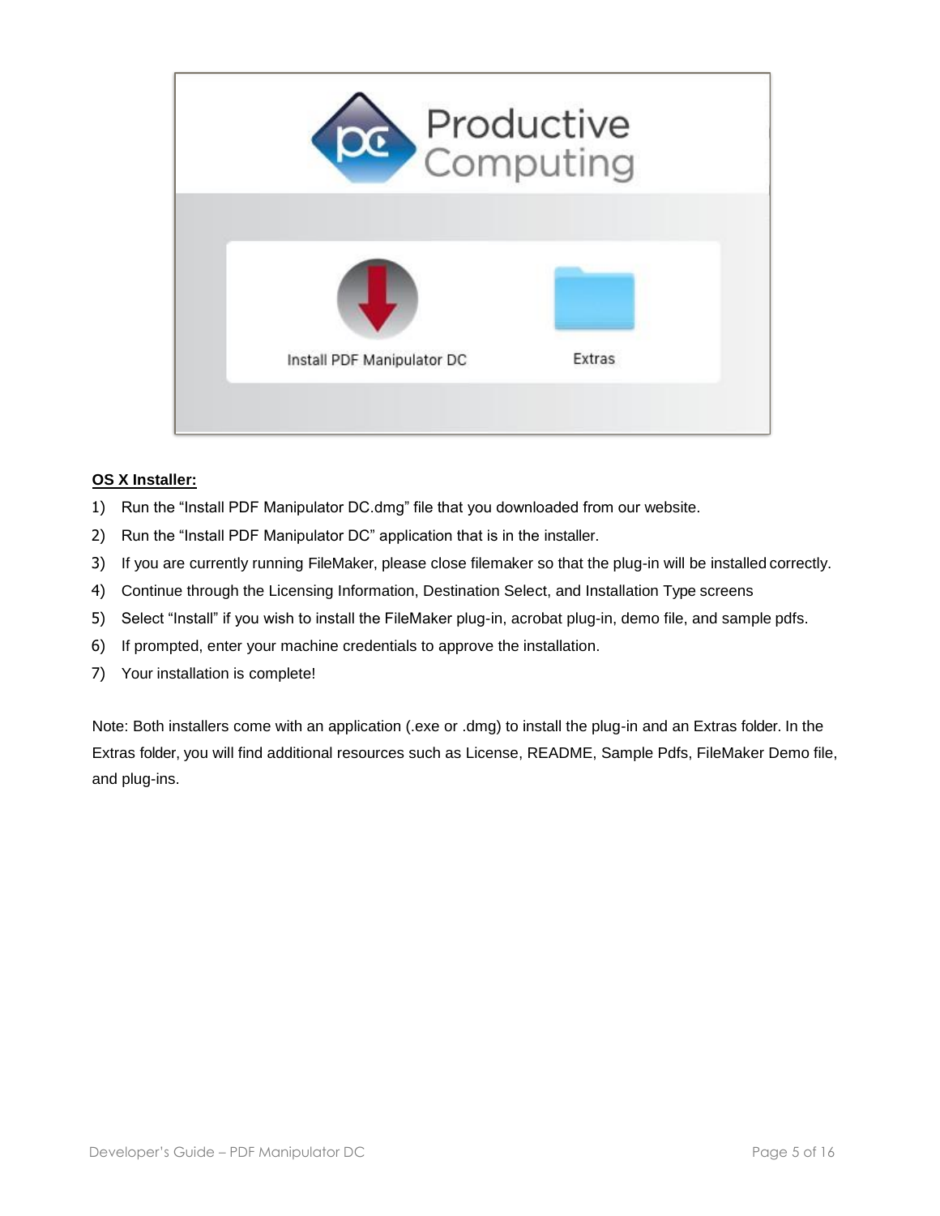**OS X Installer:**

1) Run the “Install PDF Manipulator DC.dmg” file that you downloaded from our website.
2) Run the “Install PDF Manipulator DC” application that is in the installer.
3) If you are currently running FileMaker, please close filemaker so that the plug-in will be installed correctly.
4) Continue through the Licensing Information, Destination Select, and Installation Type screens
5) Select “Install” if you wish to install the FileMaker plug-in, acrobat plug-in, demo file, and sample pdfs.
6) If prompted, enter your machine credentials to approve the installation.
7) Your installation is complete!

Note: Both installers come with an application (.exe or .dmg) to install the plug-in and an Extras folder. In the Extras folder, you will find additional resources such as License, README, Sample Pdfs, FileMaker Demo file, and plug-ins.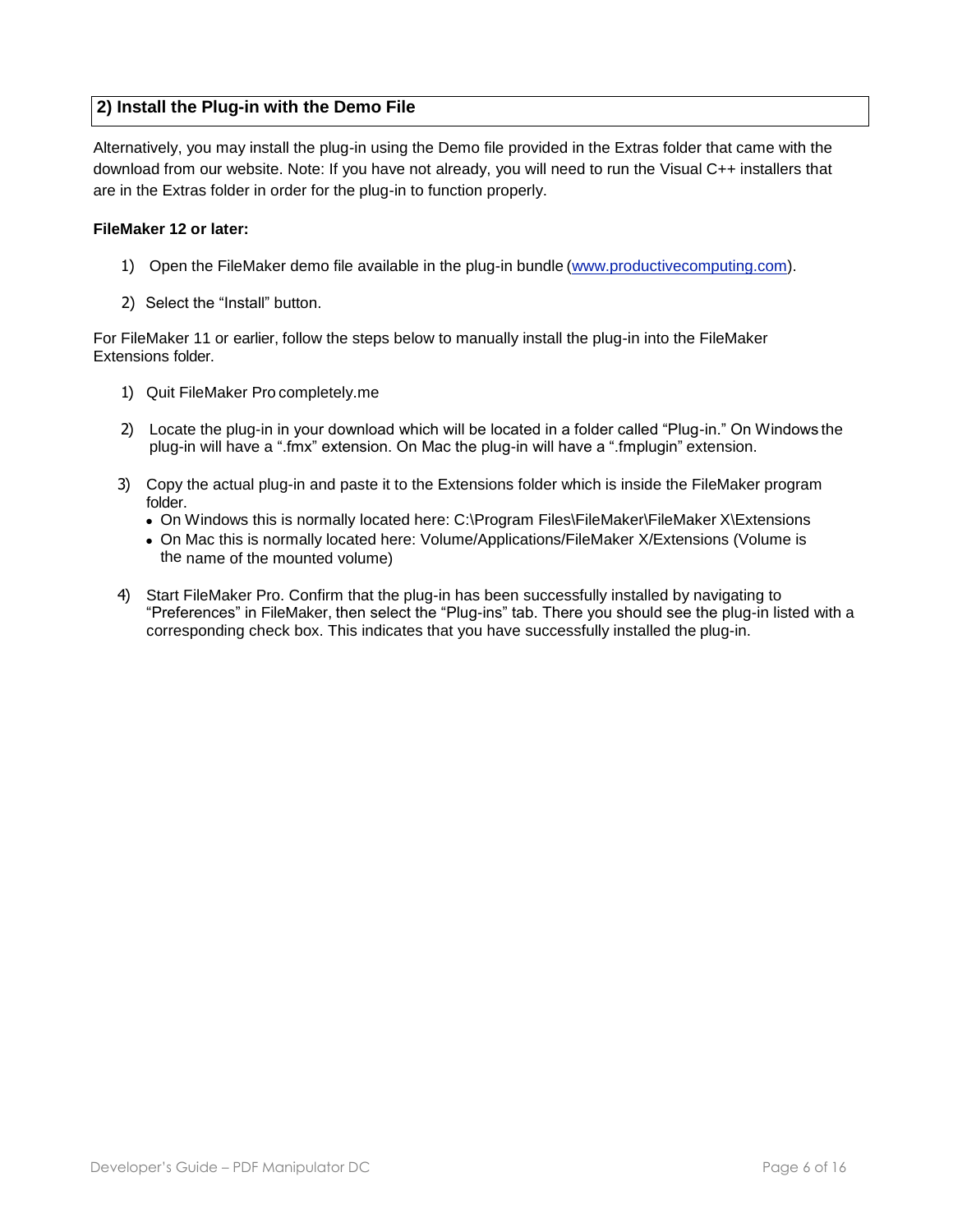## 2) Install the Plug-in with the Demo File

Alternatively, you may install the plug-in using the Demo file provided in the Extras folder that came with the download from our website. Note: If you have not already, you will need to run the Visual C++ installers that are in the Extras folder in order for the plug-in to function properly.

**FileMaker 12 or later:**

1) Open the FileMaker demo file available in the plug-in bundle (www.productivecomputing.com).
2) Select the "Install" button.

For FileMaker 11 or earlier, follow the steps below to manually install the plug-in into the FileMaker Extensions folder.

1) Quit FileMaker Pro completely.me
2) Locate the plug-in in your download which will be located in a folder called "Plug-in." On Windows the plug-in will have a ".fmx" extension. On Mac the plug-in will have a ".fmplugin" extension.
3) Copy the actual plug-in and paste it to the Extensions folder which is inside the FileMaker program folder.
   - On Windows this is normally located here: C:\Program Files\FileMaker\FileMaker X\Extensions
   - On Mac this is normally located here: Volume/Applications/FileMaker X/Extensions (Volume is the name of the mounted volume)
4) Start FileMaker Pro. Confirm that the plug-in has been successfully installed by navigating to "Preferences" in FileMaker, then select the "Plug-ins" tab. There you should see the plug-in listed with a corresponding check box. This indicates that you have successfully installed the plug-in.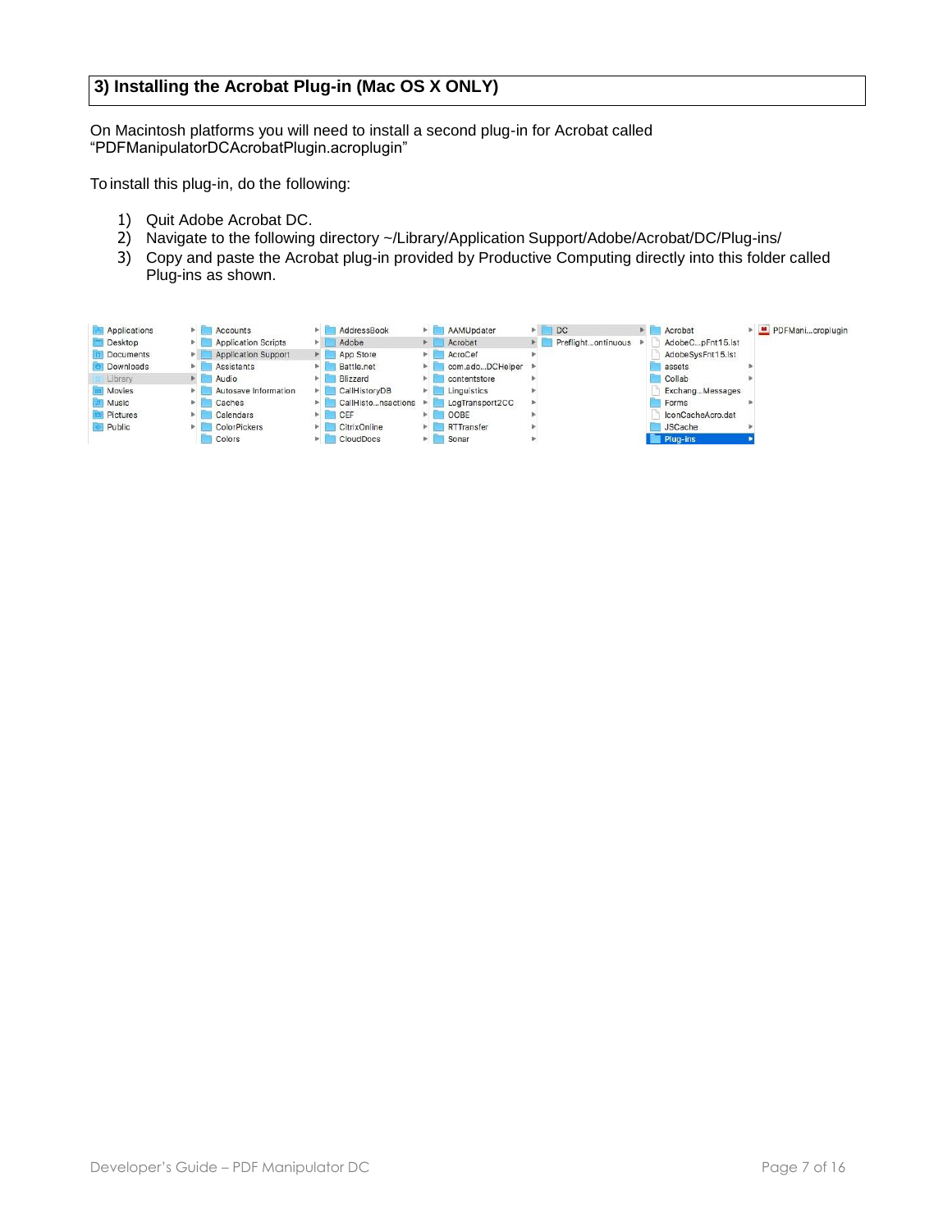## 3) Installing the Acrobat Plug-in (Mac OS X ONLY)

On Macintosh platforms you will need to install a second plug-in for Acrobat called "PDFManipulatorDCAcrobatPlugin.acroplugin"

To install this plug-in, do the following:

1) Quit Adobe Acrobat DC.
2) Navigate to the following directory ~/Library/Application Support/Adobe/Acrobat/DC/Plug-ins/
3) Copy and paste the Acrobat plug-in provided by Productive Computing directly into this folder called Plug-ins as shown.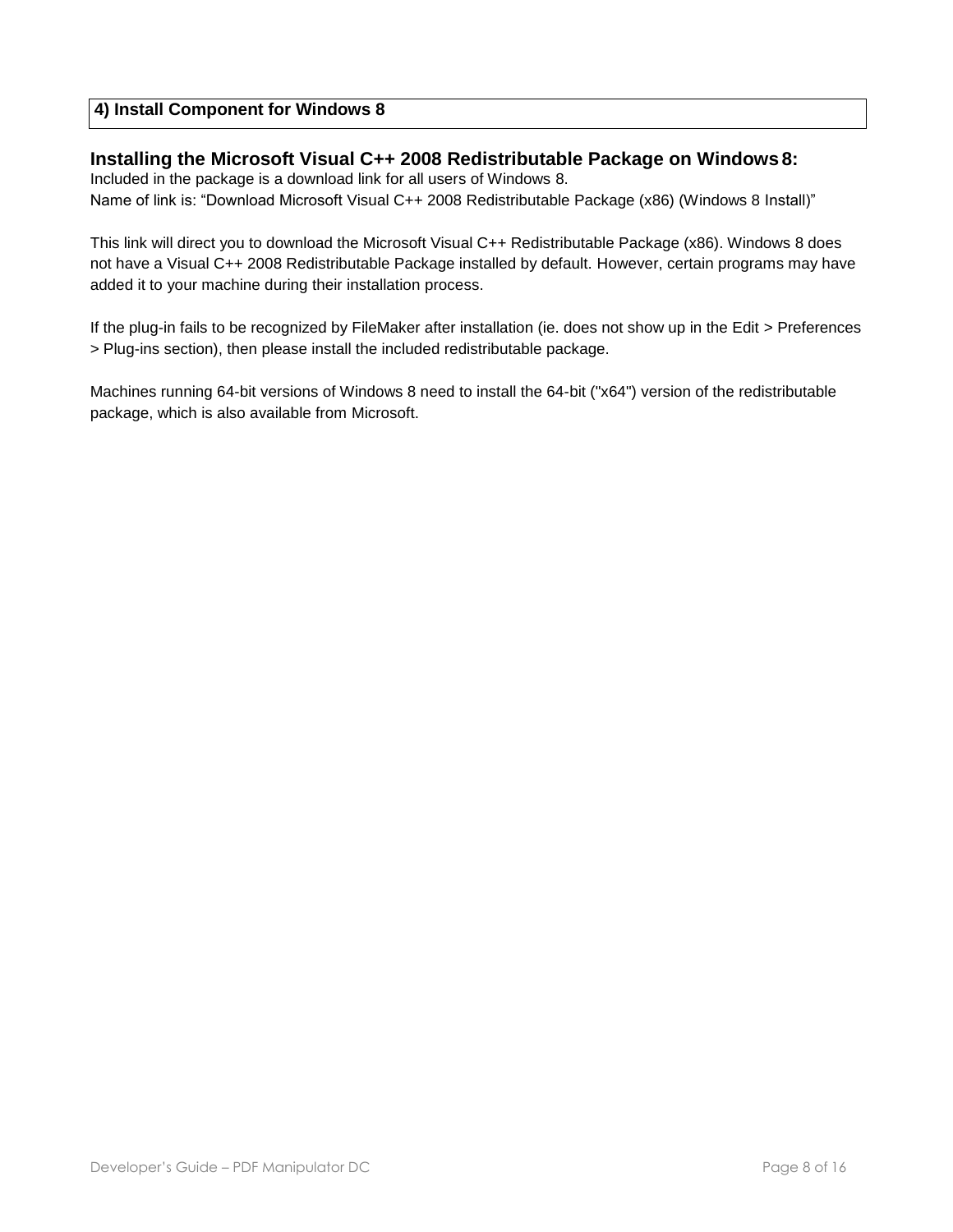## 4) Install Component for Windows 8

### Installing the Microsoft Visual C++ 2008 Redistributable Package on Windows 8:

Included in the package is a download link for all users of Windows 8.
Name of link is: “Download Microsoft Visual C++ 2008 Redistributable Package (x86) (Windows 8 Install)”

This link will direct you to download the Microsoft Visual C++ Redistributable Package (x86). Windows 8 does not have a Visual C++ 2008 Redistributable Package installed by default. However, certain programs may have added it to your machine during their installation process.

If the plug-in fails to be recognized by FileMaker after installation (ie. does not show up in the Edit > Preferences > Plug-ins section), then please install the included redistributable package.

Machines running 64-bit versions of Windows 8 need to install the 64-bit ("x64") version of the redistributable package, which is also available from Microsoft.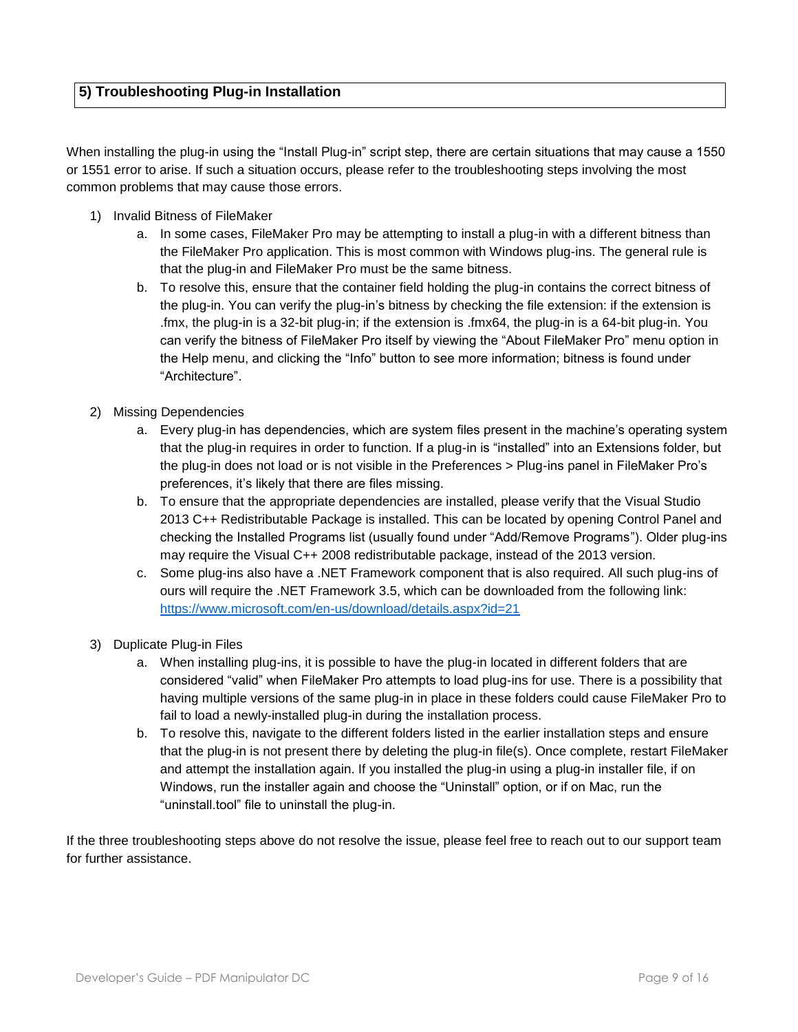## 5) Troubleshooting Plug-in Installation

When installing the plug-in using the “Install Plug-in” script step, there are certain situations that may cause a 1550 or 1551 error to arise. If such a situation occurs, please refer to the troubleshooting steps involving the most common problems that may cause those errors.

1) Invalid Bitness of FileMaker
   a. In some cases, FileMaker Pro may be attempting to install a plug-in with a different bitness than the FileMaker Pro application. This is most common with Windows plug-ins. The general rule is that the plug-in and FileMaker Pro must be the same bitness.
   b. To resolve this, ensure that the container field holding the plug-in contains the correct bitness of the plug-in. You can verify the plug-in’s bitness by checking the file extension: if the extension is .fmx, the plug-in is a 32-bit plug-in; if the extension is .fmx64, the plug-in is a 64-bit plug-in. You can verify the bitness of FileMaker Pro itself by viewing the “About FileMaker Pro” menu option in the Help menu, and clicking the “Info” button to see more information; bitness is found under “Architecture”.

2) Missing Dependencies
   a. Every plug-in has dependencies, which are system files present in the machine’s operating system that the plug-in requires in order to function. If a plug-in is “installed” into an Extensions folder, but the plug-in does not load or is not visible in the Preferences > Plug-ins panel in FileMaker Pro’s preferences, it’s likely that there are files missing.
   b. To ensure that the appropriate dependencies are installed, please verify that the Visual Studio 2013 C++ Redistributable Package is installed. This can be located by opening Control Panel and checking the Installed Programs list (usually found under “Add/Remove Programs”). Older plug-ins may require the Visual C++ 2008 redistributable package, instead of the 2013 version.
   c. Some plug-ins also have a .NET Framework component that is also required. All such plug-ins of ours will require the .NET Framework 3.5, which can be downloaded from the following link: https://www.microsoft.com/en-us/download/details.aspx?id=21

3) Duplicate Plug-in Files
   a. When installing plug-ins, it is possible to have the plug-in located in different folders that are considered “valid” when FileMaker Pro attempts to load plug-ins for use. There is a possibility that having multiple versions of the same plug-in in place in these folders could cause FileMaker Pro to fail to load a newly-installed plug-in during the installation process.
   b. To resolve this, navigate to the different folders listed in the earlier installation steps and ensure that the plug-in is not present there by deleting the plug-in file(s). Once complete, restart FileMaker and attempt the installation again. If you installed the plug-in using a plug-in installer file, if on Windows, run the installer again and choose the “Uninstall” option, or if on Mac, run the “uninstall.tool” file to uninstall the plug-in.

If the three troubleshooting steps above do not resolve the issue, please feel free to reach out to our support team for further assistance.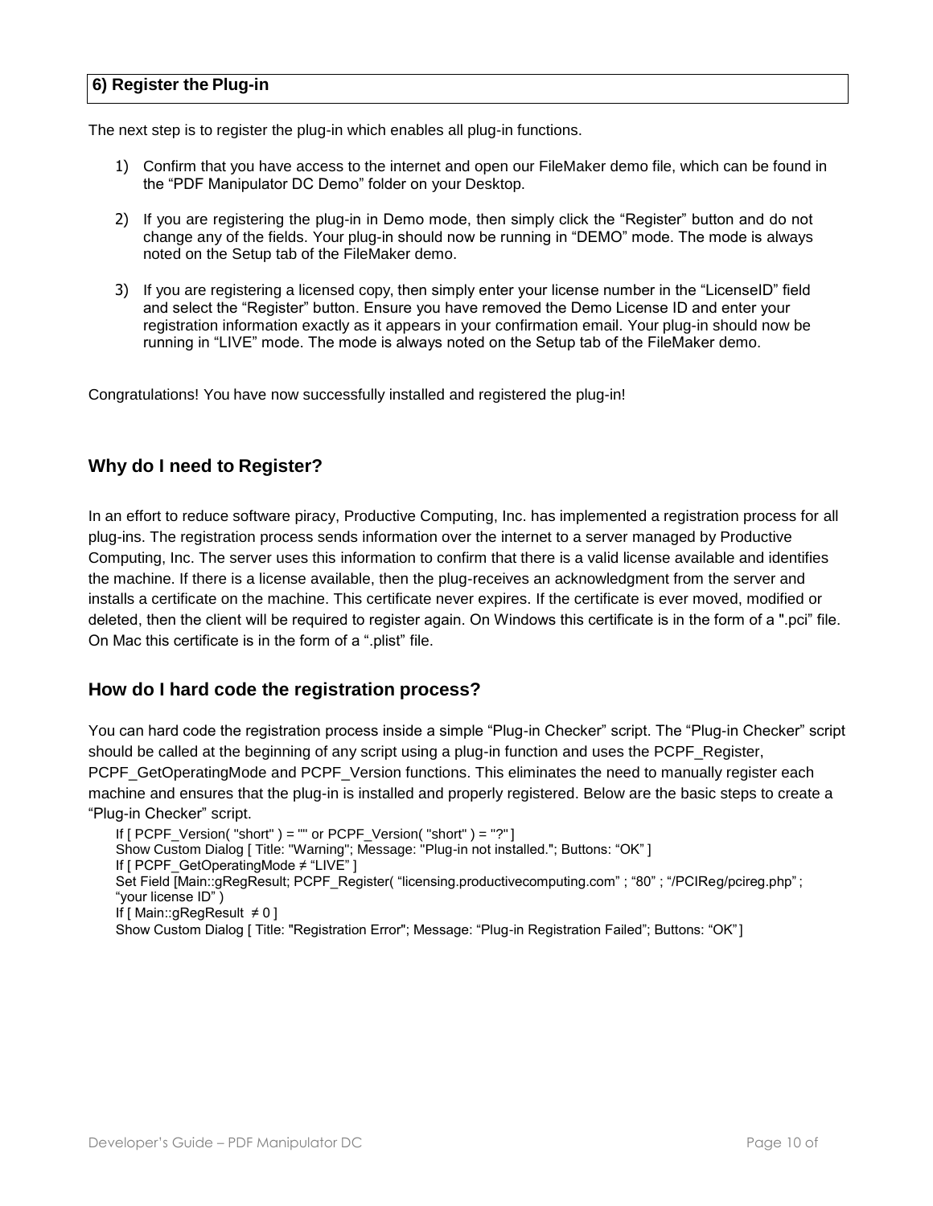## 6) Register the Plug-in

The next step is to register the plug-in which enables all plug-in functions.

1) Confirm that you have access to the internet and open our FileMaker demo file, which can be found in the "PDF Manipulator DC Demo" folder on your Desktop.

2) If you are registering the plug-in in Demo mode, then simply click the "Register" button and do not change any of the fields. Your plug-in should now be running in "DEMO" mode. The mode is always noted on the Setup tab of the FileMaker demo.

3) If you are registering a licensed copy, then simply enter your license number in the "LicenseID" field and select the "Register" button. Ensure you have removed the Demo License ID and enter your registration information exactly as it appears in your confirmation email. Your plug-in should now be running in "LIVE" mode. The mode is always noted on the Setup tab of the FileMaker demo.

Congratulations! You have now successfully installed and registered the plug-in!

## Why do I need to Register?

In an effort to reduce software piracy, Productive Computing, Inc. has implemented a registration process for all plug-ins. The registration process sends information over the internet to a server managed by Productive Computing, Inc. The server uses this information to confirm that there is a valid license available and identifies the machine. If there is a license available, then the plug-receives an acknowledgment from the server and installs a certificate on the machine. This certificate never expires. If the certificate is ever moved, modified or deleted, then the client will be required to register again. On Windows this certificate is in the form of a ".pci" file. On Mac this certificate is in the form of a ".plist" file.

## How do I hard code the registration process?

You can hard code the registration process inside a simple "Plug-in Checker" script. The "Plug-in Checker" script should be called at the beginning of any script using a plug-in function and uses the PCPF_Register, PCPF_GetOperatingMode and PCPF_Version functions. This eliminates the need to manually register each machine and ensures that the plug-in is installed and properly registered. Below are the basic steps to create a "Plug-in Checker" script.

```
If [ PCPF_Version( "short" ) = "" or PCPF_Version( "short" ) = "?" ]
Show Custom Dialog [ Title: "Warning"; Message: "Plug-in not installed."; Buttons: "OK" ]
If [ PCPF_GetOperatingMode ≠ "LIVE" ]
Set Field [Main::gRegResult; PCPF_Register( "licensing.productivecomputing.com" ; "80" ; "/PCIReg/pcireg.php" ;
"your license ID" )
If [ Main::gRegResult  ≠ 0 ]
Show Custom Dialog [ Title: "Registration Error"; Message: "Plug-in Registration Failed"; Buttons: "OK" ]
```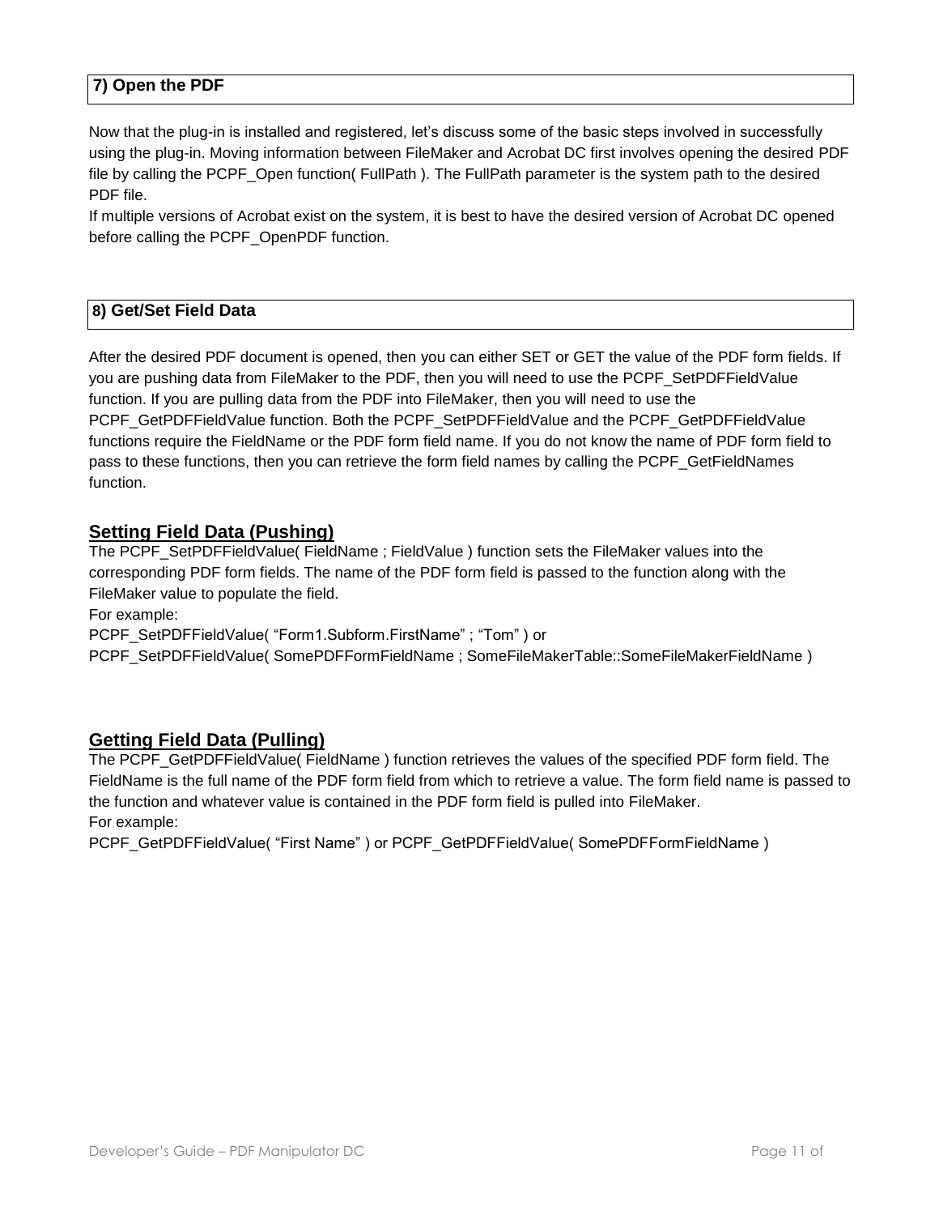## 7) Open the PDF

Now that the plug-in is installed and registered, let's discuss some of the basic steps involved in successfully using the plug-in. Moving information between FileMaker and Acrobat DC first involves opening the desired PDF file by calling the PCPF_Open function( FullPath ). The FullPath parameter is the system path to the desired PDF file.

If multiple versions of Acrobat exist on the system, it is best to have the desired version of Acrobat DC opened before calling the PCPF_OpenPDF function.

## 8) Get/Set Field Data

After the desired PDF document is opened, then you can either SET or GET the value of the PDF form fields. If you are pushing data from FileMaker to the PDF, then you will need to use the PCPF_SetPDFFieldValue function. If you are pulling data from the PDF into FileMaker, then you will need to use the PCPF_GetPDFFieldValue function. Both the PCPF_SetPDFFieldValue and the PCPF_GetPDFFieldValue functions require the FieldName or the PDF form field name. If you do not know the name of PDF form field to pass to these functions, then you can retrieve the form field names by calling the PCPF_GetFieldNames function.

### Setting Field Data (Pushing)

The PCPF_SetPDFFieldValue( FieldName ; FieldValue ) function sets the FileMaker values into the corresponding PDF form fields. The name of the PDF form field is passed to the function along with the FileMaker value to populate the field.

For example:

PCPF_SetPDFFieldValue( “Form1.Subform.FirstName” ; “Tom” ) or

PCPF_SetPDFFieldValue( SomePDFFormFieldName ; SomeFileMakerTable::SomeFileMakerFieldName )

### Getting Field Data (Pulling)

The PCPF_GetPDFFieldValue( FieldName ) function retrieves the values of the specified PDF form field. The FieldName is the full name of the PDF form field from which to retrieve a value. The form field name is passed to the function and whatever value is contained in the PDF form field is pulled into FileMaker.

For example:

PCPF_GetPDFFieldValue( “First Name” ) or PCPF_GetPDFFieldValue( SomePDFFormFieldName )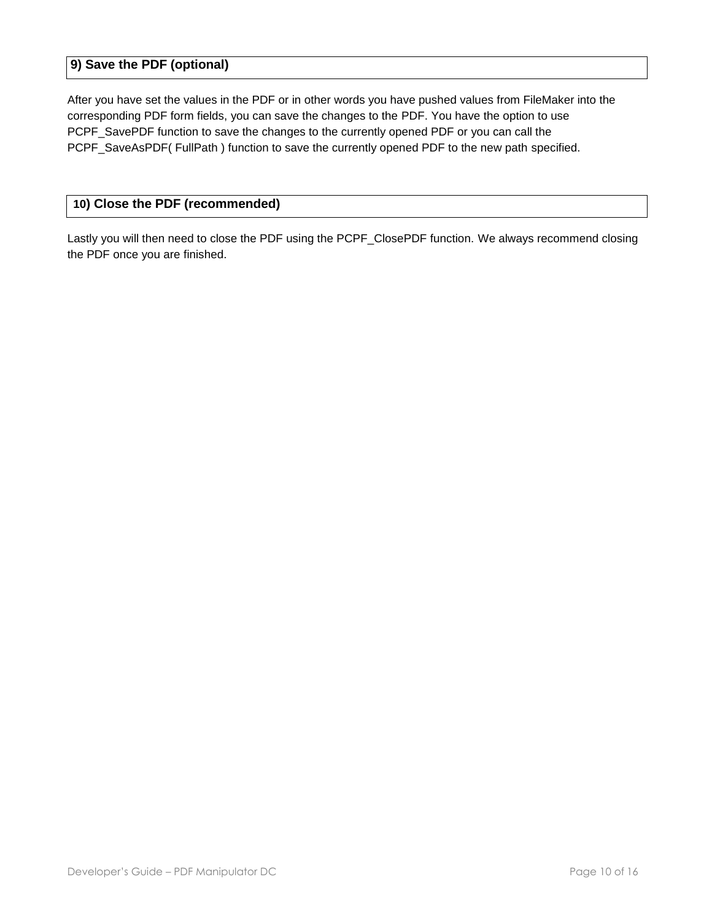## 9) Save the PDF (optional)

After you have set the values in the PDF or in other words you have pushed values from FileMaker into the corresponding PDF form fields, you can save the changes to the PDF. You have the option to use PCPF_SavePDF function to save the changes to the currently opened PDF or you can call the PCPF_SaveAsPDF( FullPath ) function to save the currently opened PDF to the new path specified.

## 10) Close the PDF (recommended)

Lastly you will then need to close the PDF using the PCPF_ClosePDF function. We always recommend closing the PDF once you are finished.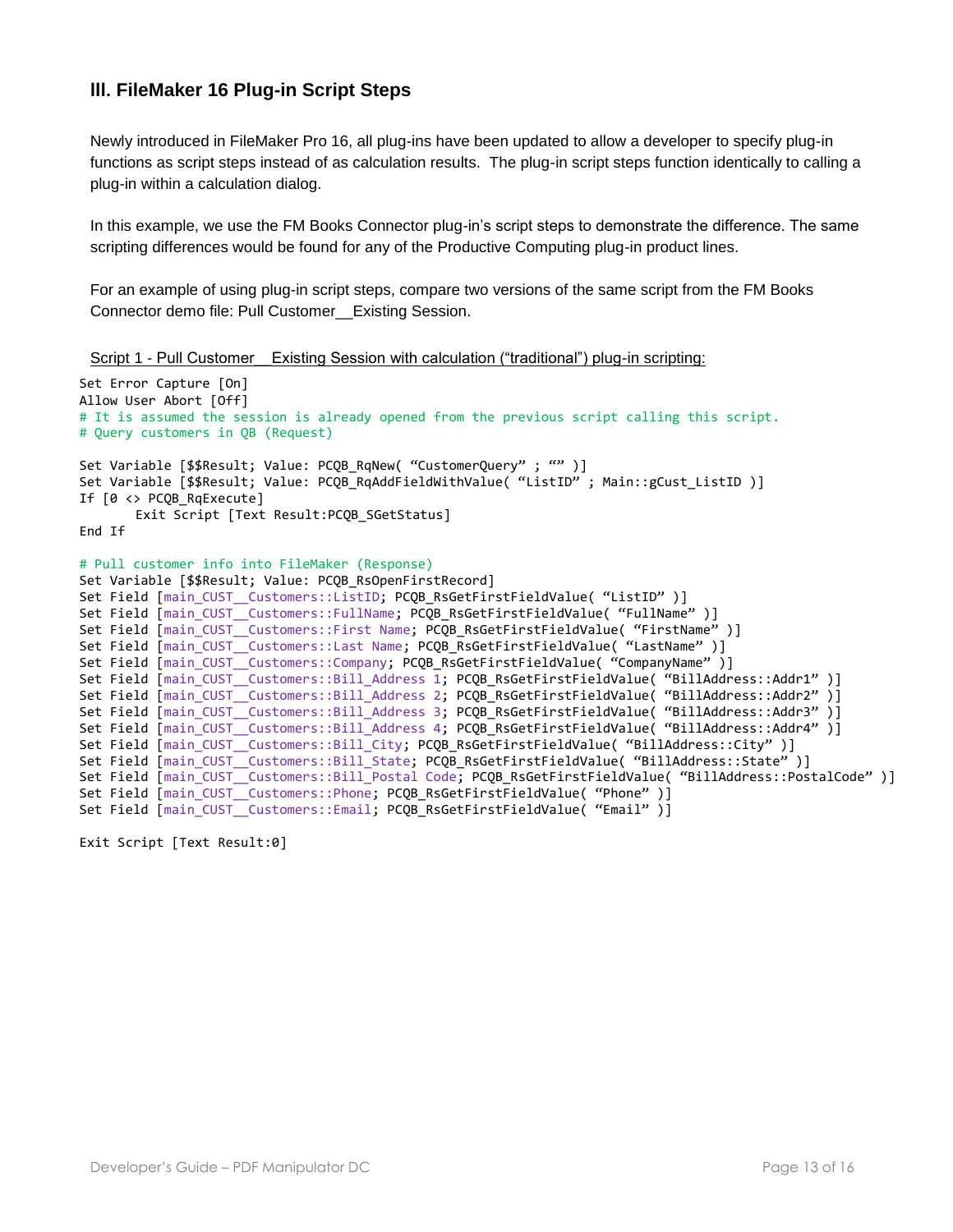## III. FileMaker 16 Plug-in Script Steps

Newly introduced in FileMaker Pro 16, all plug-ins have been updated to allow a developer to specify plug-in functions as script steps instead of as calculation results. The plug-in script steps function identically to calling a plug-in within a calculation dialog.

In this example, we use the FM Books Connector plug-in's script steps to demonstrate the difference. The same scripting differences would be found for any of the Productive Computing plug-in product lines.

For an example of using plug-in script steps, compare two versions of the same script from the FM Books Connector demo file: Pull Customer__Existing Session.

Script 1 - Pull Customer__Existing Session with calculation ("traditional") plug-in scripting:

```
Set Error Capture [On]
Allow User Abort [Off]
# It is assumed the session is already opened from the previous script calling this script.
# Query customers in QB (Request)

Set Variable [$$Result; Value: PCQB_RqNew( “CustomerQuery” ; “” )]
Set Variable [$$Result; Value: PCQB_RqAddFieldWithValue( “ListID” ; Main::gCust_ListID )]
If [0 <> PCQB_RqExecute]
       Exit Script [Text Result:PCQB_SGetStatus]
End If

# Pull customer info into FileMaker (Response)
Set Variable [$$Result; Value: PCQB_RsOpenFirstRecord]
Set Field [main_CUST__Customers::ListID; PCQB_RsGetFirstFieldValue( “ListID” )]
Set Field [main_CUST__Customers::FullName; PCQB_RsGetFirstFieldValue( “FullName” )]
Set Field [main_CUST__Customers::First Name; PCQB_RsGetFirstFieldValue( “FirstName” )]
Set Field [main_CUST__Customers::Last Name; PCQB_RsGetFirstFieldValue( “LastName” )]
Set Field [main_CUST__Customers::Company; PCQB_RsGetFirstFieldValue( “CompanyName” )]
Set Field [main_CUST__Customers::Bill_Address 1; PCQB_RsGetFirstFieldValue( “BillAddress::Addr1” )]
Set Field [main_CUST__Customers::Bill_Address 2; PCQB_RsGetFirstFieldValue( “BillAddress::Addr2” )]
Set Field [main_CUST__Customers::Bill_Address 3; PCQB_RsGetFirstFieldValue( “BillAddress::Addr3” )]
Set Field [main_CUST__Customers::Bill_Address 4; PCQB_RsGetFirstFieldValue( “BillAddress::Addr4” )]
Set Field [main_CUST__Customers::Bill_City; PCQB_RsGetFirstFieldValue( “BillAddress::City” )]
Set Field [main_CUST__Customers::Bill_State; PCQB_RsGetFirstFieldValue( “BillAddress::State” )]
Set Field [main_CUST__Customers::Bill_Postal Code; PCQB_RsGetFirstFieldValue( “BillAddress::PostalCode” )]
Set Field [main_CUST__Customers::Phone; PCQB_RsGetFirstFieldValue( “Phone” )]
Set Field [main_CUST__Customers::Email; PCQB_RsGetFirstFieldValue( “Email” )]

Exit Script [Text Result:0]
```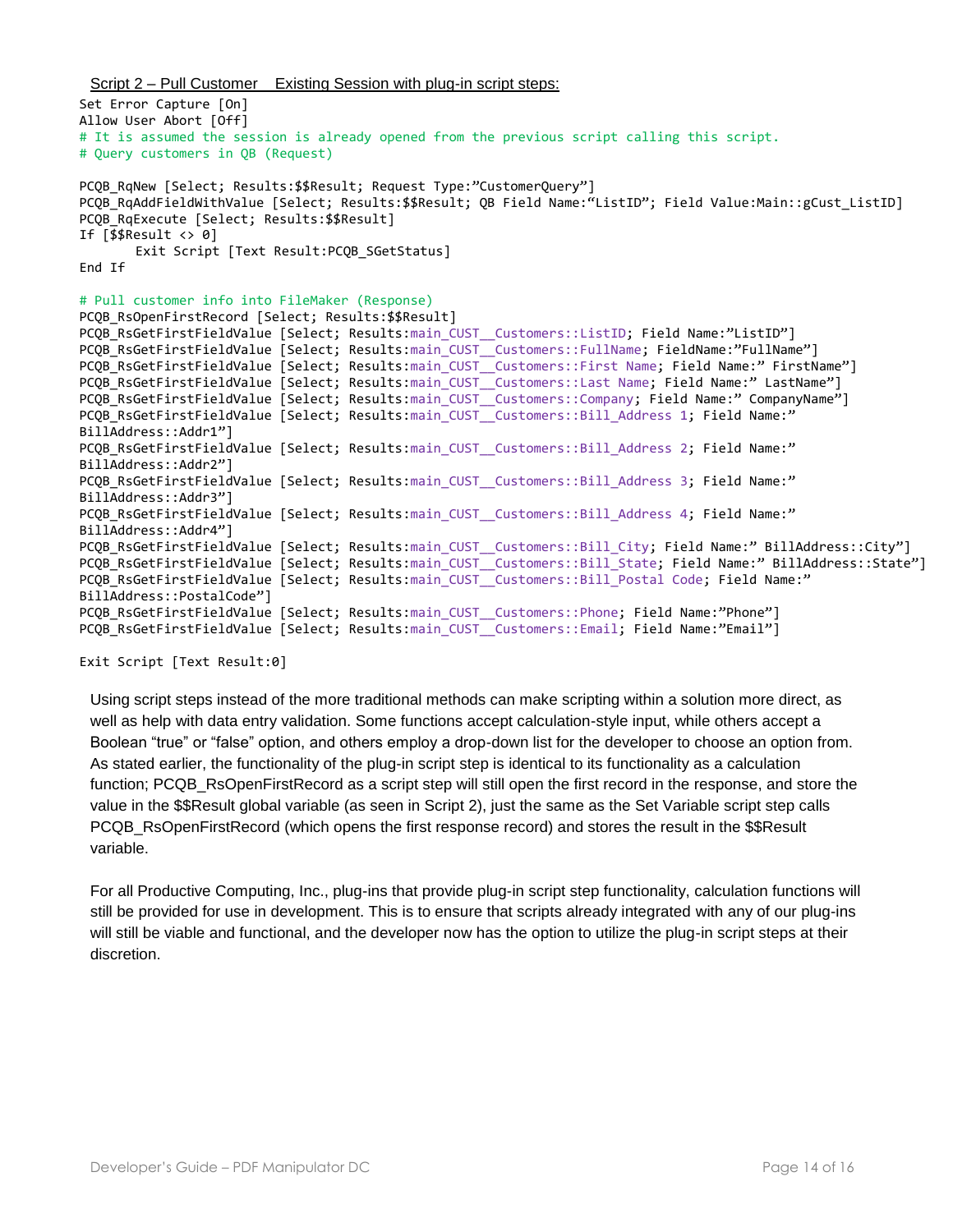Script 2 – Pull Customer  Existing Session with plug-in script steps:

```
Set Error Capture [On]
Allow User Abort [Off]
# It is assumed the session is already opened from the previous script calling this script.
# Query customers in QB (Request)

PCQB_RqNew [Select; Results:$$Result; Request Type:"CustomerQuery"]
PCQB_RqAddFieldWithValue [Select; Results:$$Result; QB Field Name:"ListID"; Field Value:Main::gCust_ListID]
PCQB_RqExecute [Select; Results:$$Result]
If [$$Result <> 0]
       Exit Script [Text Result:PCQB_SGetStatus]
End If

# Pull customer info into FileMaker (Response)
PCQB_RsOpenFirstRecord [Select; Results:$$Result]
PCQB_RsGetFirstFieldValue [Select; Results:main_CUST__Customers::ListID; Field Name:"ListID"]
PCQB_RsGetFirstFieldValue [Select; Results:main_CUST__Customers::FullName; FieldName:"FullName"]
PCQB_RsGetFirstFieldValue [Select; Results:main_CUST__Customers::First Name; Field Name:" FirstName"]
PCQB_RsGetFirstFieldValue [Select; Results:main_CUST__Customers::Last Name; Field Name:" LastName"]
PCQB_RsGetFirstFieldValue [Select; Results:main_CUST__Customers::Company; Field Name:" CompanyName"]
PCQB_RsGetFirstFieldValue [Select; Results:main_CUST__Customers::Bill_Address 1; Field Name:" BillAddress::Addr1"]
PCQB_RsGetFirstFieldValue [Select; Results:main_CUST__Customers::Bill_Address 2; Field Name:" BillAddress::Addr2"]
PCQB_RsGetFirstFieldValue [Select; Results:main_CUST__Customers::Bill_Address 3; Field Name:" BillAddress::Addr3"]
PCQB_RsGetFirstFieldValue [Select; Results:main_CUST__Customers::Bill_Address 4; Field Name:" BillAddress::Addr4"]
PCQB_RsGetFirstFieldValue [Select; Results:main_CUST__Customers::Bill_City; Field Name:" BillAddress::City"]
PCQB_RsGetFirstFieldValue [Select; Results:main_CUST__Customers::Bill_State; Field Name:" BillAddress::State"]
PCQB_RsGetFirstFieldValue [Select; Results:main_CUST__Customers::Bill_Postal Code; Field Name:" BillAddress::PostalCode"]
PCQB_RsGetFirstFieldValue [Select; Results:main_CUST__Customers::Phone; Field Name:"Phone"]
PCQB_RsGetFirstFieldValue [Select; Results:main_CUST__Customers::Email; Field Name:"Email"]

Exit Script [Text Result:0]
```

Using script steps instead of the more traditional methods can make scripting within a solution more direct, as well as help with data entry validation. Some functions accept calculation-style input, while others accept a Boolean "true" or "false" option, and others employ a drop-down list for the developer to choose an option from. As stated earlier, the functionality of the plug-in script step is identical to its functionality as a calculation function; PCQB_RsOpenFirstRecord as a script step will still open the first record in the response, and store the value in the $$Result global variable (as seen in Script 2), just the same as the Set Variable script step calls PCQB_RsOpenFirstRecord (which opens the first response record) and stores the result in the $$Result variable.

For all Productive Computing, Inc., plug-ins that provide plug-in script step functionality, calculation functions will still be provided for use in development. This is to ensure that scripts already integrated with any of our plug-ins will still be viable and functional, and the developer now has the option to utilize the plug-in script steps at their discretion.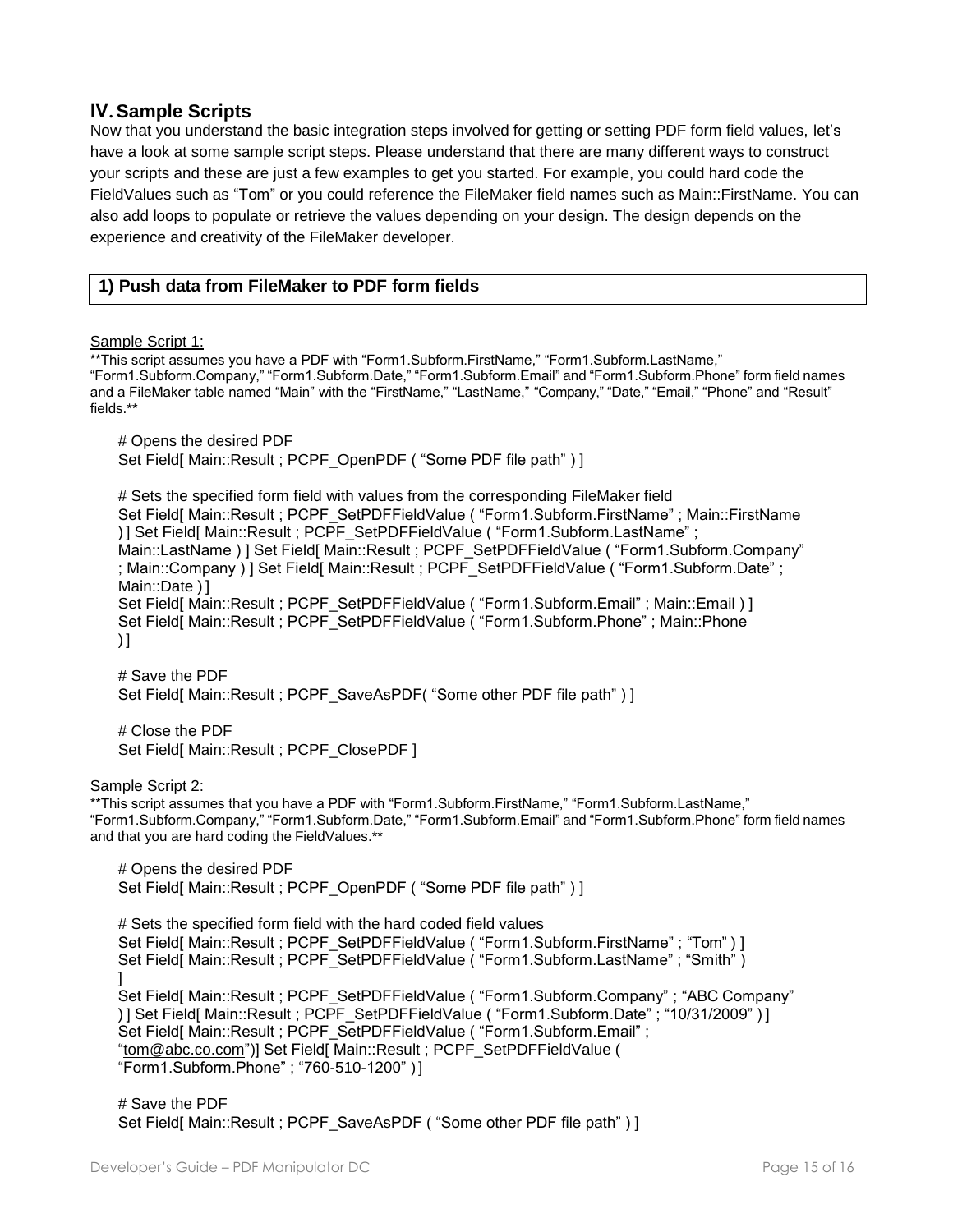## IV. Sample Scripts

Now that you understand the basic integration steps involved for getting or setting PDF form field values, let's have a look at some sample script steps. Please understand that there are many different ways to construct your scripts and these are just a few examples to get you started. For example, you could hard code the FieldValues such as "Tom" or you could reference the FileMaker field names such as Main::FirstName. You can also add loops to populate or retrieve the values depending on your design. The design depends on the experience and creativity of the FileMaker developer.

### 1) Push data from FileMaker to PDF form fields

Sample Script 1:

**This script assumes you have a PDF with "Form1.Subform.FirstName," "Form1.Subform.LastName," "Form1.Subform.Company," "Form1.Subform.Date," "Form1.Subform.Email" and "Form1.Subform.Phone" form field names and a FileMaker table named "Main" with the "FirstName," "LastName," "Company," "Date," "Email," "Phone" and "Result" fields.**

```
# Opens the desired PDF
Set Field[ Main::Result ; PCPF_OpenPDF ( "Some PDF file path" ) ]

# Sets the specified form field with values from the corresponding FileMaker field
Set Field[ Main::Result ; PCPF_SetPDFFieldValue ( "Form1.Subform.FirstName" ; Main::FirstName ) ]
Set Field[ Main::Result ; PCPF_SetPDFFieldValue ( "Form1.Subform.LastName" ; Main::LastName ) ]
Set Field[ Main::Result ; PCPF_SetPDFFieldValue ( "Form1.Subform.Company" ; Main::Company ) ]
Set Field[ Main::Result ; PCPF_SetPDFFieldValue ( "Form1.Subform.Date" ; Main::Date ) ]
Set Field[ Main::Result ; PCPF_SetPDFFieldValue ( "Form1.Subform.Email" ; Main::Email ) ]
Set Field[ Main::Result ; PCPF_SetPDFFieldValue ( "Form1.Subform.Phone" ; Main::Phone ) ]

# Save the PDF
Set Field[ Main::Result ; PCPF_SaveAsPDF( "Some other PDF file path" ) ]

# Close the PDF
Set Field[ Main::Result ; PCPF_ClosePDF ]
```

Sample Script 2:

**This script assumes that you have a PDF with "Form1.Subform.FirstName," "Form1.Subform.LastName," "Form1.Subform.Company," "Form1.Subform.Date," "Form1.Subform.Email" and "Form1.Subform.Phone" form field names and that you are hard coding the FieldValues.**

```
# Opens the desired PDF
Set Field[ Main::Result ; PCPF_OpenPDF ( "Some PDF file path" ) ]

# Sets the specified form field with the hard coded field values
Set Field[ Main::Result ; PCPF_SetPDFFieldValue ( "Form1.Subform.FirstName" ; "Tom" ) ]
Set Field[ Main::Result ; PCPF_SetPDFFieldValue ( "Form1.Subform.LastName" ; "Smith" ) ]
Set Field[ Main::Result ; PCPF_SetPDFFieldValue ( "Form1.Subform.Company" ; "ABC Company" ) ]
Set Field[ Main::Result ; PCPF_SetPDFFieldValue ( "Form1.Subform.Date" ; "10/31/2009" ) ]
Set Field[ Main::Result ; PCPF_SetPDFFieldValue ( "Form1.Subform.Email" ; "tom@abc.co.com")]
Set Field[ Main::Result ; PCPF_SetPDFFieldValue ( "Form1.Subform.Phone" ; "760-510-1200" ) ]

# Save the PDF
Set Field[ Main::Result ; PCPF_SaveAsPDF ( "Some other PDF file path" ) ]
```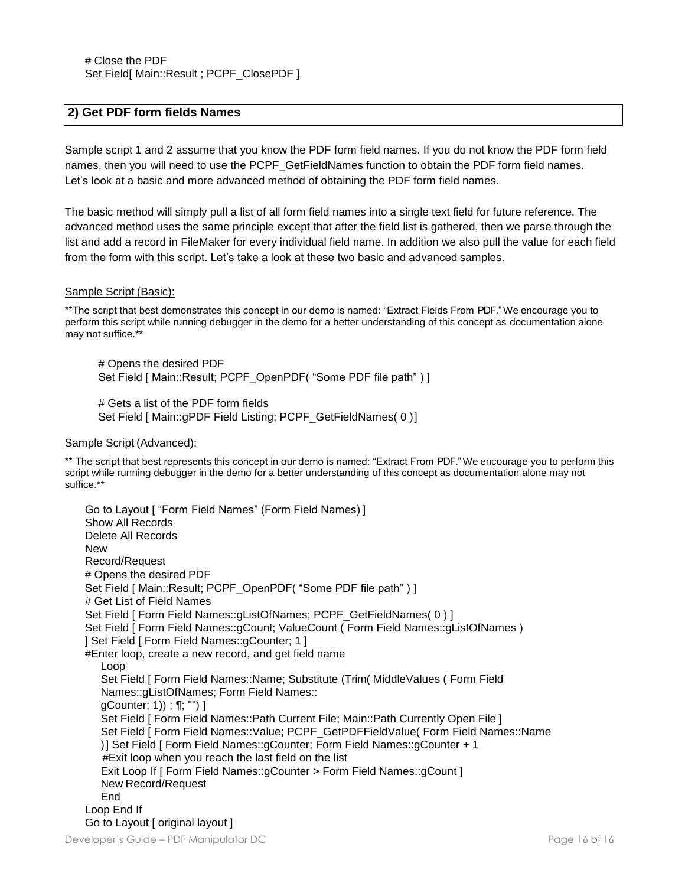```
# Close the PDF
Set Field[ Main::Result ; PCPF_ClosePDF ]
```

## 2) Get PDF form fields Names

Sample script 1 and 2 assume that you know the PDF form field names. If you do not know the PDF form field names, then you will need to use the PCPF_GetFieldNames function to obtain the PDF form field names. Let's look at a basic and more advanced method of obtaining the PDF form field names.

The basic method will simply pull a list of all form field names into a single text field for future reference. The advanced method uses the same principle except that after the field list is gathered, then we parse through the list and add a record in FileMaker for every individual field name. In addition we also pull the value for each field from the form with this script. Let's take a look at these two basic and advanced samples.

Sample Script (Basic):

**The script that best demonstrates this concept in our demo is named: "Extract Fields From PDF." We encourage you to perform this script while running debugger in the demo for a better understanding of this concept as documentation alone may not suffice.**

```
# Opens the desired PDF
Set Field [ Main::Result; PCPF_OpenPDF( "Some PDF file path" ) ]

# Gets a list of the PDF form fields
Set Field [ Main::gPDF Field Listing; PCPF_GetFieldNames( 0 )]
```

Sample Script (Advanced):

** The script that best represents this concept in our demo is named: "Extract From PDF." We encourage you to perform this script while running debugger in the demo for a better understanding of this concept as documentation alone may not suffice.**

```
Go to Layout [ "Form Field Names" (Form Field Names) ]
Show All Records
Delete All Records
New
Record/Request
# Opens the desired PDF
Set Field [ Main::Result; PCPF_OpenPDF( "Some PDF file path" ) ]
# Get List of Field Names
Set Field [ Form Field Names::gListOfNames; PCPF_GetFieldNames( 0 ) ]
Set Field [ Form Field Names::gCount; ValueCount ( Form Field Names::gListOfNames )
] Set Field [ Form Field Names::gCounter; 1 ]
#Enter loop, create a new record, and get field name
    Loop
    Set Field [ Form Field Names::Name; Substitute (Trim( MiddleValues ( Form Field
    Names::gListOfNames; Form Field Names::
    gCounter; 1)) ; ¶; "") ]
    Set Field [ Form Field Names::Path Current File; Main::Path Currently Open File ]
    Set Field [ Form Field Names::Value; PCPF_GetPDFFieldValue( Form Field Names::Name
    )] Set Field [ Form Field Names::gCounter; Form Field Names::gCounter + 1
     #Exit loop when you reach the last field on the list
    Exit Loop If [ Form Field Names::gCounter > Form Field Names::gCount ]
    New Record/Request
    End
Loop End If
Go to Layout [ original layout ]
```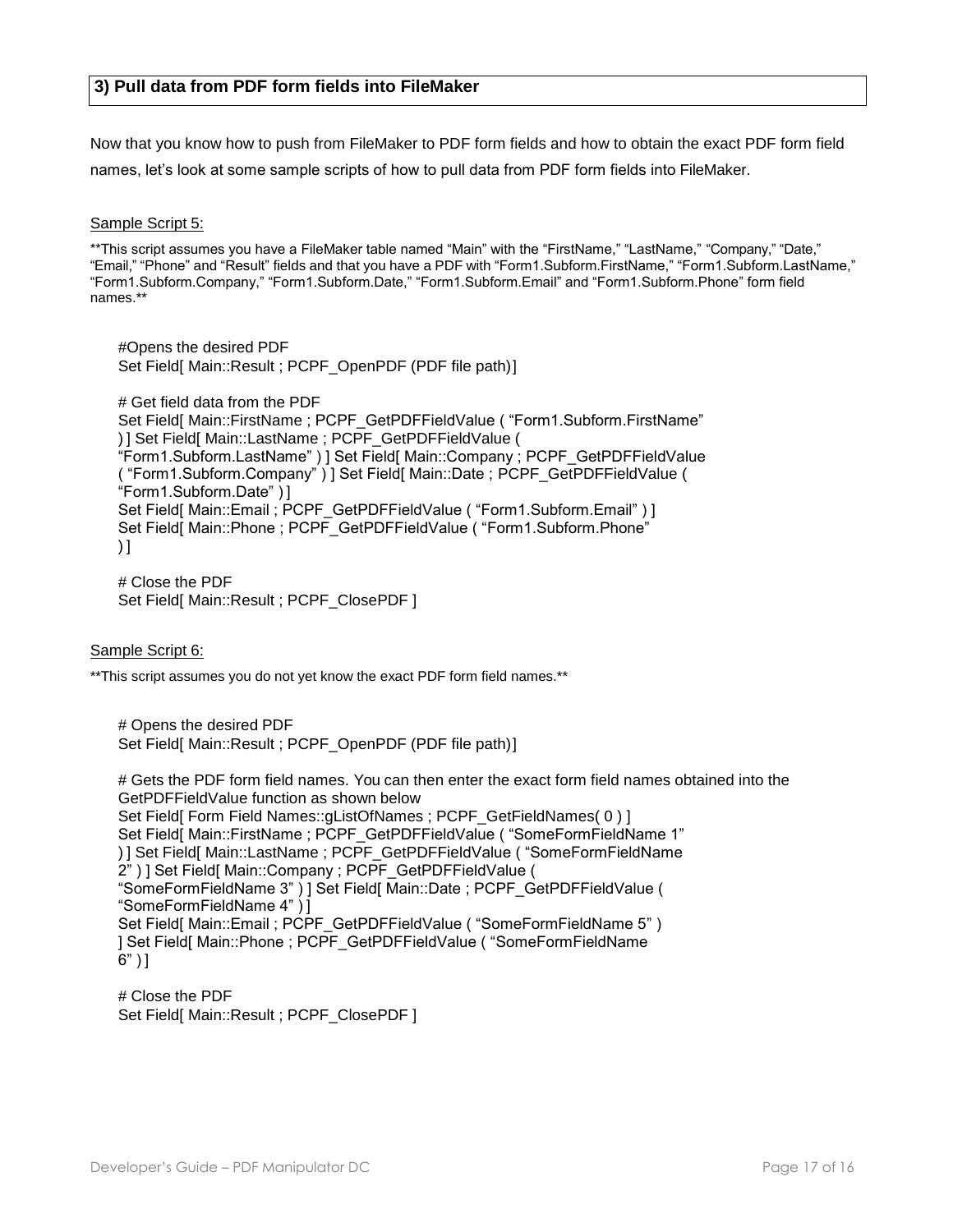## 3) Pull data from PDF form fields into FileMaker

Now that you know how to push from FileMaker to PDF form fields and how to obtain the exact PDF form field names, let's look at some sample scripts of how to pull data from PDF form fields into FileMaker.

Sample Script 5:

**This script assumes you have a FileMaker table named “Main” with the “FirstName,” “LastName,” “Company,” “Date,” “Email,” “Phone” and “Result” fields and that you have a PDF with “Form1.Subform.FirstName,” “Form1.Subform.LastName,” “Form1.Subform.Company,” “Form1.Subform.Date,” “Form1.Subform.Email” and “Form1.Subform.Phone” form field names.**

```
#Opens the desired PDF
Set Field[ Main::Result ; PCPF_OpenPDF (PDF file path)]

# Get field data from the PDF
Set Field[ Main::FirstName ; PCPF_GetPDFFieldValue ( “Form1.Subform.FirstName”
) ] Set Field[ Main::LastName ; PCPF_GetPDFFieldValue (
“Form1.Subform.LastName” ) ] Set Field[ Main::Company ; PCPF_GetPDFFieldValue
( “Form1.Subform.Company” ) ] Set Field[ Main::Date ; PCPF_GetPDFFieldValue (
“Form1.Subform.Date” ) ]
Set Field[ Main::Email ; PCPF_GetPDFFieldValue ( “Form1.Subform.Email” ) ]
Set Field[ Main::Phone ; PCPF_GetPDFFieldValue ( “Form1.Subform.Phone”
) ]

# Close the PDF
Set Field[ Main::Result ; PCPF_ClosePDF ]
```

Sample Script 6:

**This script assumes you do not yet know the exact PDF form field names.**

```
# Opens the desired PDF
Set Field[ Main::Result ; PCPF_OpenPDF (PDF file path)]

# Gets the PDF form field names. You can then enter the exact form field names obtained into the
GetPDFFieldValue function as shown below
Set Field[ Form Field Names::gListOfNames ; PCPF_GetFieldNames( 0 ) ]
Set Field[ Main::FirstName ; PCPF_GetPDFFieldValue ( “SomeFormFieldName 1”
) ] Set Field[ Main::LastName ; PCPF_GetPDFFieldValue ( “SomeFormFieldName
2” ) ] Set Field[ Main::Company ; PCPF_GetPDFFieldValue (
“SomeFormFieldName 3” ) ] Set Field[ Main::Date ; PCPF_GetPDFFieldValue (
“SomeFormFieldName 4” ) ]
Set Field[ Main::Email ; PCPF_GetPDFFieldValue ( “SomeFormFieldName 5” )
] Set Field[ Main::Phone ; PCPF_GetPDFFieldValue ( “SomeFormFieldName
6” ) ]

# Close the PDF
Set Field[ Main::Result ; PCPF_ClosePDF ]
```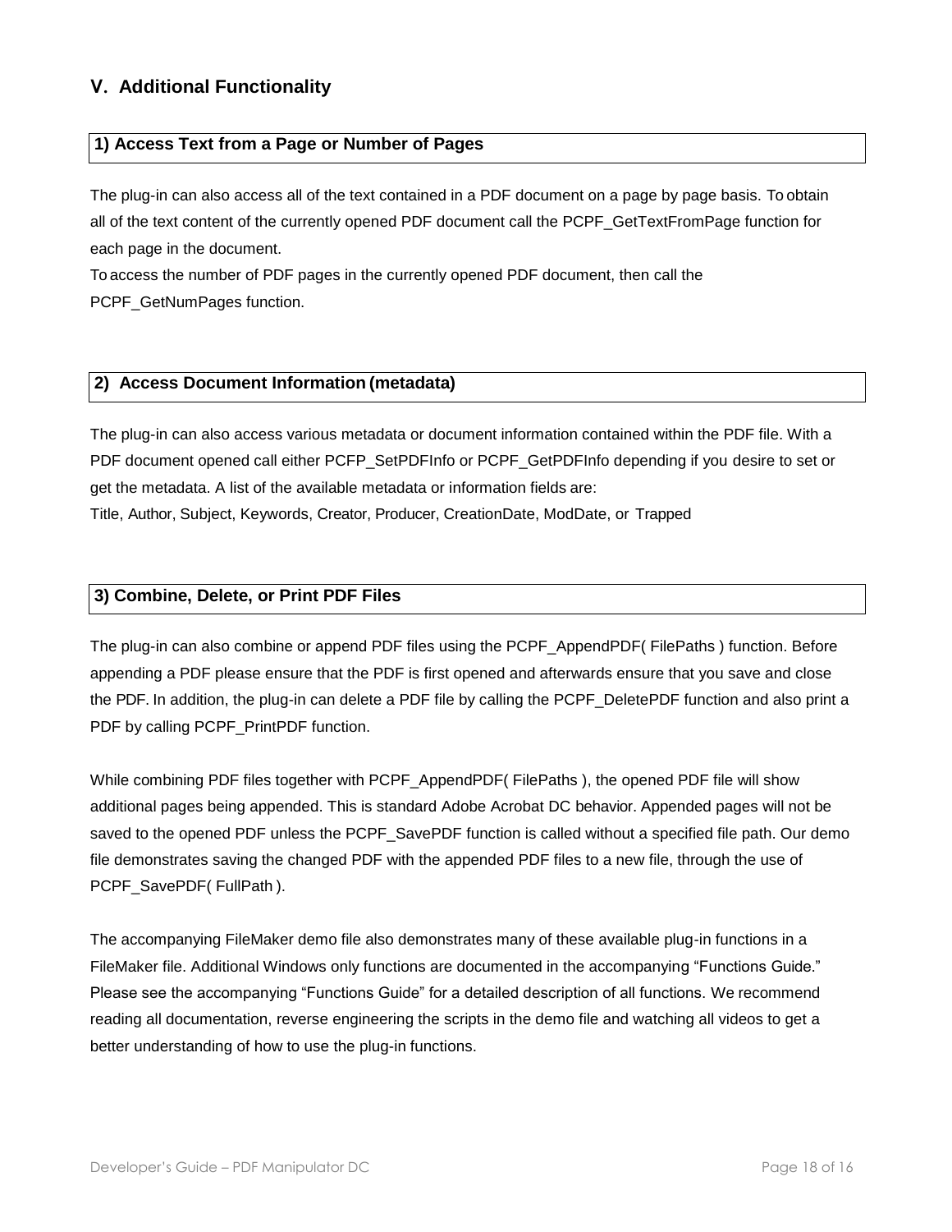## V. Additional Functionality

### 1) Access Text from a Page or Number of Pages

The plug-in can also access all of the text contained in a PDF document on a page by page basis. To obtain all of the text content of the currently opened PDF document call the PCPF_GetTextFromPage function for each page in the document.

To access the number of PDF pages in the currently opened PDF document, then call the PCPF_GetNumPages function.

### 2) Access Document Information (metadata)

The plug-in can also access various metadata or document information contained within the PDF file. With a PDF document opened call either PCFP_SetPDFInfo or PCPF_GetPDFInfo depending if you desire to set or get the metadata. A list of the available metadata or information fields are:

Title, Author, Subject, Keywords, Creator, Producer, CreationDate, ModDate, or Trapped

### 3) Combine, Delete, or Print PDF Files

The plug-in can also combine or append PDF files using the PCPF_AppendPDF( FilePaths ) function. Before appending a PDF please ensure that the PDF is first opened and afterwards ensure that you save and close the PDF. In addition, the plug-in can delete a PDF file by calling the PCPF_DeletePDF function and also print a PDF by calling PCPF_PrintPDF function.

While combining PDF files together with PCPF_AppendPDF( FilePaths ), the opened PDF file will show additional pages being appended. This is standard Adobe Acrobat DC behavior. Appended pages will not be saved to the opened PDF unless the PCPF_SavePDF function is called without a specified file path. Our demo file demonstrates saving the changed PDF with the appended PDF files to a new file, through the use of PCPF_SavePDF( FullPath ).

The accompanying FileMaker demo file also demonstrates many of these available plug-in functions in a FileMaker file. Additional Windows only functions are documented in the accompanying "Functions Guide." Please see the accompanying "Functions Guide" for a detailed description of all functions. We recommend reading all documentation, reverse engineering the scripts in the demo file and watching all videos to get a better understanding of how to use the plug-in functions.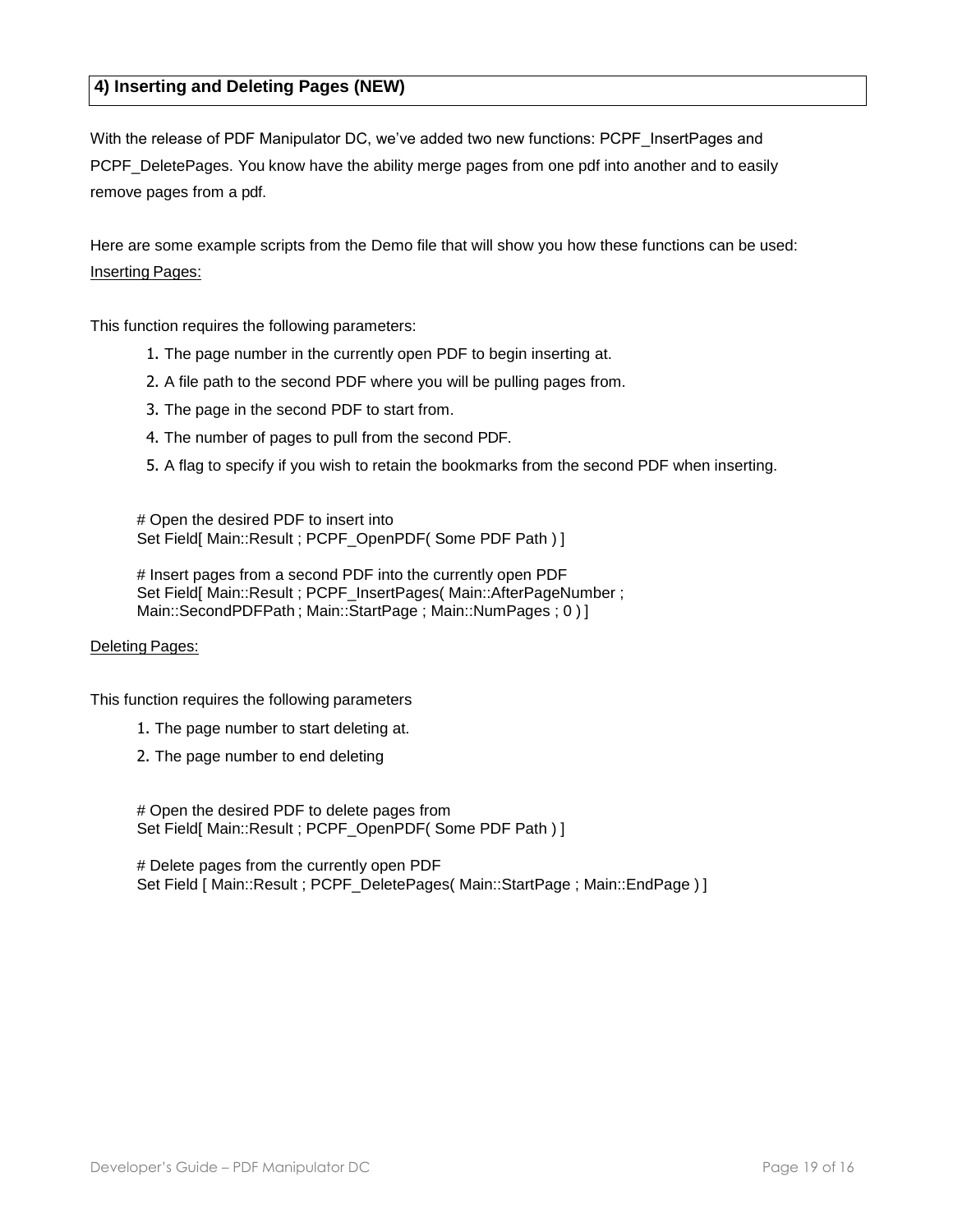## 4) Inserting and Deleting Pages (NEW)

With the release of PDF Manipulator DC, we've added two new functions: PCPF_InsertPages and PCPF_DeletePages. You know have the ability merge pages from one pdf into another and to easily remove pages from a pdf.

Here are some example scripts from the Demo file that will show you how these functions can be used:

Inserting Pages:

This function requires the following parameters:

1. The page number in the currently open PDF to begin inserting at.
2. A file path to the second PDF where you will be pulling pages from.
3. The page in the second PDF to start from.
4. The number of pages to pull from the second PDF.
5. A flag to specify if you wish to retain the bookmarks from the second PDF when inserting.

```
# Open the desired PDF to insert into
Set Field[ Main::Result ; PCPF_OpenPDF( Some PDF Path ) ]

# Insert pages from a second PDF into the currently open PDF
Set Field[ Main::Result ; PCPF_InsertPages( Main::AfterPageNumber ;
Main::SecondPDFPath ; Main::StartPage ; Main::NumPages ; 0 ) ]
```

Deleting Pages:

This function requires the following parameters

1. The page number to start deleting at.
2. The page number to end deleting

```
# Open the desired PDF to delete pages from
Set Field[ Main::Result ; PCPF_OpenPDF( Some PDF Path ) ]

# Delete pages from the currently open PDF
Set Field [ Main::Result ; PCPF_DeletePages( Main::StartPage ; Main::EndPage ) ]
```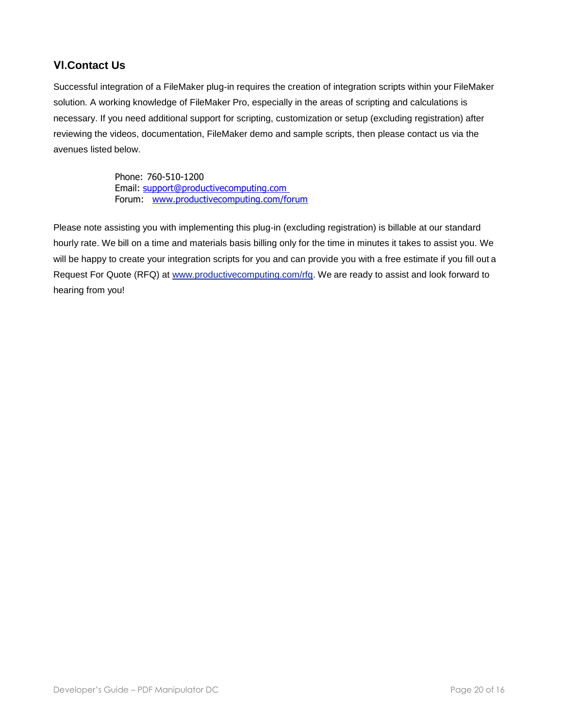## VI. Contact Us

Successful integration of a FileMaker plug-in requires the creation of integration scripts within your FileMaker solution. A working knowledge of FileMaker Pro, especially in the areas of scripting and calculations is necessary. If you need additional support for scripting, customization or setup (excluding registration) after reviewing the videos, documentation, FileMaker demo and sample scripts, then please contact us via the avenues listed below.

Phone: 760-510-1200
Email: support@productivecomputing.com
Forum: www.productivecomputing.com/forum

Please note assisting you with implementing this plug-in (excluding registration) is billable at our standard hourly rate. We bill on a time and materials basis billing only for the time in minutes it takes to assist you. We will be happy to create your integration scripts for you and can provide you with a free estimate if you fill out a Request For Quote (RFQ) at www.productivecomputing.com/rfq. We are ready to assist and look forward to hearing from you!